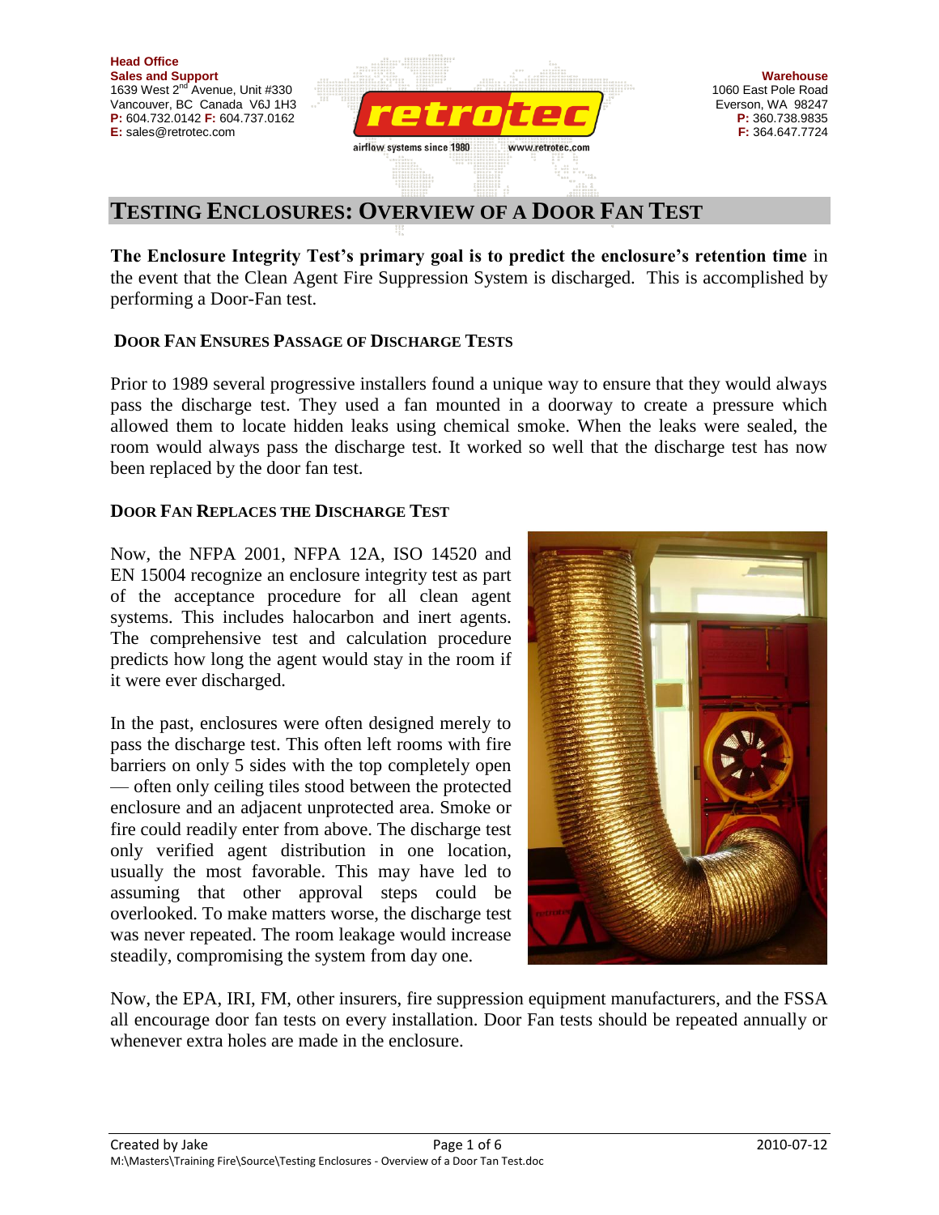**Head Office**
**Sales and Support**
1639 West 2nd Avenue, Unit #330
Vancouver, BC Canada V6J 1H3
**P:** 604.732.0142 **F:** 604.737.0162
**E:** sales@retrotec.com

retrotec
airflow systems since 1980 www.retrotec.com

**Warehouse**
1060 East Pole Road
Everson, WA 98247
**P:** 360.738.9835
**F:** 364.647.7724

# TESTING ENCLOSURES: OVERVIEW OF A DOOR FAN TEST

**The Enclosure Integrity Test's primary goal is to predict the enclosure's retention time** in the event that the Clean Agent Fire Suppression System is discharged. This is accomplished by performing a Door-Fan test.

## DOOR FAN ENSURES PASSAGE OF DISCHARGE TESTS

Prior to 1989 several progressive installers found a unique way to ensure that they would always pass the discharge test. They used a fan mounted in a doorway to create a pressure which allowed them to locate hidden leaks using chemical smoke. When the leaks were sealed, the room would always pass the discharge test. It worked so well that the discharge test has now been replaced by the door fan test.

## DOOR FAN REPLACES THE DISCHARGE TEST

Now, the NFPA 2001, NFPA 12A, ISO 14520 and EN 15004 recognize an enclosure integrity test as part of the acceptance procedure for all clean agent systems. This includes halocarbon and inert agents. The comprehensive test and calculation procedure predicts how long the agent would stay in the room if it were ever discharged.

In the past, enclosures were often designed merely to pass the discharge test. This often left rooms with fire barriers on only 5 sides with the top completely open — often only ceiling tiles stood between the protected enclosure and an adjacent unprotected area. Smoke or fire could readily enter from above. The discharge test only verified agent distribution in one location, usually the most favorable. This may have led to assuming that other approval steps could be overlooked. To make matters worse, the discharge test was never repeated. The room leakage would increase steadily, compromising the system from day one.

Now, the EPA, IRI, FM, other insurers, fire suppression equipment manufacturers, and the FSSA all encourage door fan tests on every installation. Door Fan tests should be repeated annually or whenever extra holes are made in the enclosure.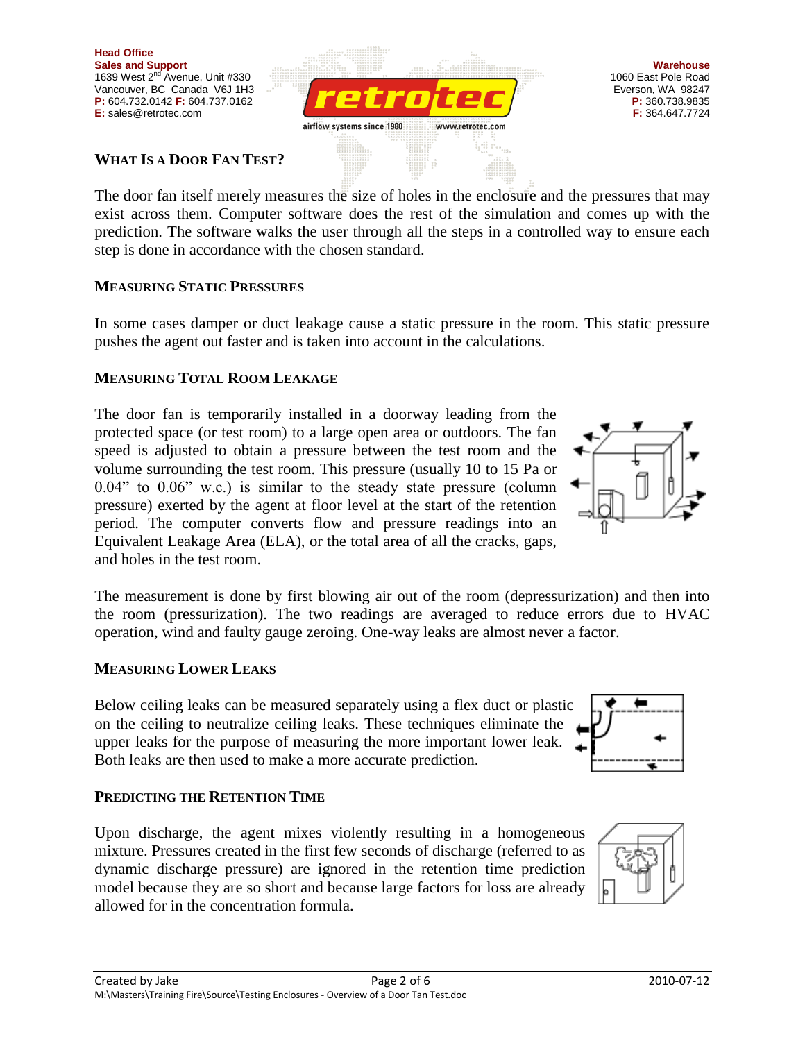## WHAT IS A DOOR FAN TEST?

The door fan itself merely measures the size of holes in the enclosure and the pressures that may exist across them. Computer software does the rest of the simulation and comes up with the prediction. The software walks the user through all the steps in a controlled way to ensure each step is done in accordance with the chosen standard.

### MEASURING STATIC PRESSURES

In some cases damper or duct leakage cause a static pressure in the room. This static pressure pushes the agent out faster and is taken into account in the calculations.

### MEASURING TOTAL ROOM LEAKAGE

The door fan is temporarily installed in a doorway leading from the protected space (or test room) to a large open area or outdoors. The fan speed is adjusted to obtain a pressure between the test room and the volume surrounding the test room. This pressure (usually 10 to 15 Pa or 0.04" to 0.06" w.c.) is similar to the steady state pressure (column pressure) exerted by the agent at floor level at the start of the retention period. The computer converts flow and pressure readings into an Equivalent Leakage Area (ELA), or the total area of all the cracks, gaps, and holes in the test room.

The measurement is done by first blowing air out of the room (depressurization) and then into the room (pressurization). The two readings are averaged to reduce errors due to HVAC operation, wind and faulty gauge zeroing. One-way leaks are almost never a factor.

### MEASURING LOWER LEAKS

Below ceiling leaks can be measured separately using a flex duct or plastic on the ceiling to neutralize ceiling leaks. These techniques eliminate the upper leaks for the purpose of measuring the more important lower leak. Both leaks are then used to make a more accurate prediction.

### PREDICTING THE RETENTION TIME

Upon discharge, the agent mixes violently resulting in a homogeneous mixture. Pressures created in the first few seconds of discharge (referred to as dynamic discharge pressure) are ignored in the retention time prediction model because they are so short and because large factors for loss are already allowed for in the concentration formula.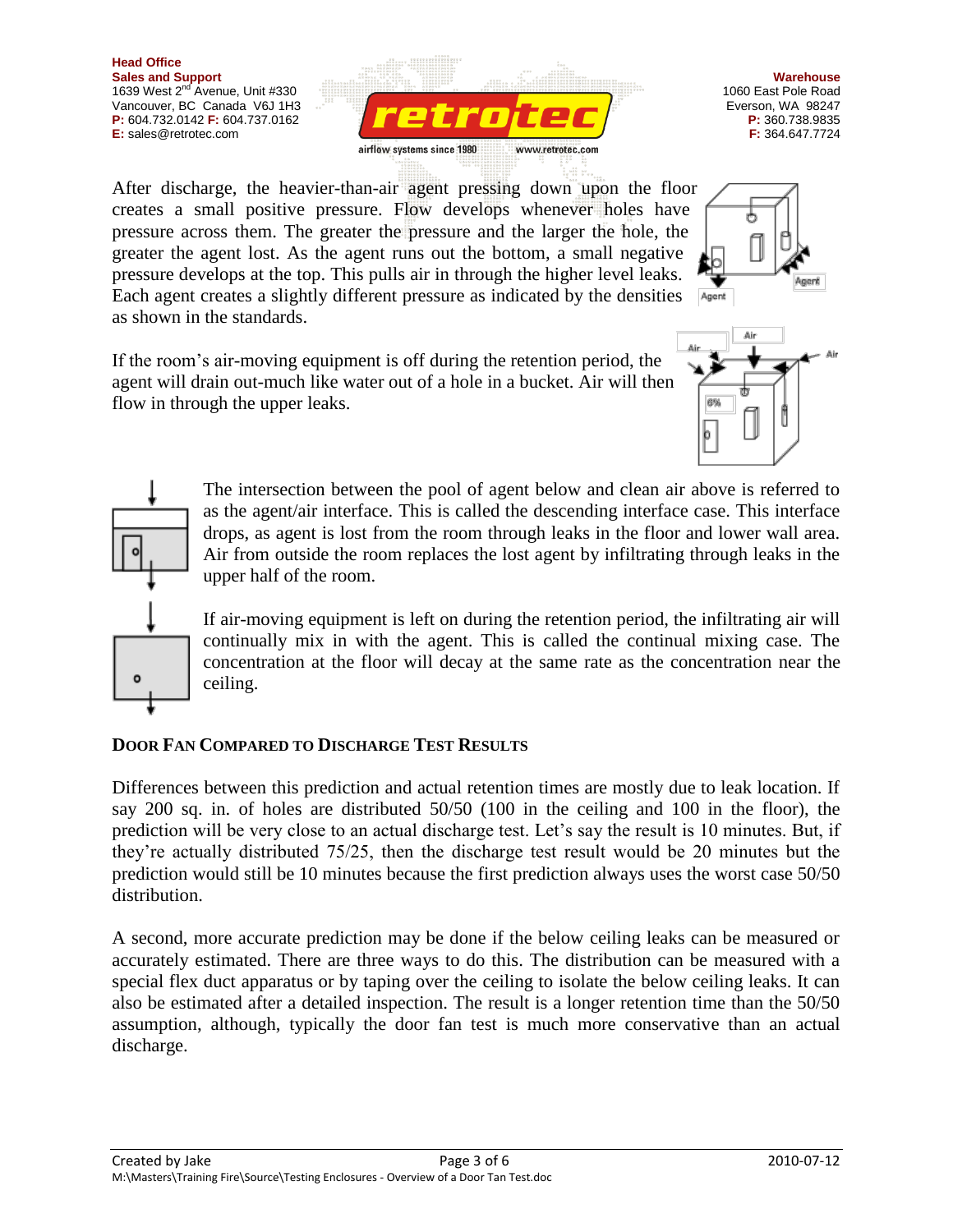After discharge, the heavier-than-air agent pressing down upon the floor creates a small positive pressure. Flow develops whenever holes have pressure across them. The greater the pressure and the larger the hole, the greater the agent lost. As the agent runs out the bottom, a small negative pressure develops at the top. This pulls air in through the higher level leaks. Each agent creates a slightly different pressure as indicated by the densities as shown in the standards.

If the room's air-moving equipment is off during the retention period, the agent will drain out-much like water out of a hole in a bucket. Air will then flow in through the upper leaks.

The intersection between the pool of agent below and clean air above is referred to as the agent/air interface. This is called the descending interface case. This interface drops, as agent is lost from the room through leaks in the floor and lower wall area. Air from outside the room replaces the lost agent by infiltrating through leaks in the upper half of the room.

If air-moving equipment is left on during the retention period, the infiltrating air will continually mix in with the agent. This is called the continual mixing case. The concentration at the floor will decay at the same rate as the concentration near the ceiling.

## Door Fan Compared to Discharge Test Results

Differences between this prediction and actual retention times are mostly due to leak location. If say 200 sq. in. of holes are distributed 50/50 (100 in the ceiling and 100 in the floor), the prediction will be very close to an actual discharge test. Let's say the result is 10 minutes. But, if they're actually distributed 75/25, then the discharge test result would be 20 minutes but the prediction would still be 10 minutes because the first prediction always uses the worst case 50/50 distribution.

A second, more accurate prediction may be done if the below ceiling leaks can be measured or accurately estimated. There are three ways to do this. The distribution can be measured with a special flex duct apparatus or by taping over the ceiling to isolate the below ceiling leaks. It can also be estimated after a detailed inspection. The result is a longer retention time than the 50/50 assumption, although, typically the door fan test is much more conservative than an actual discharge.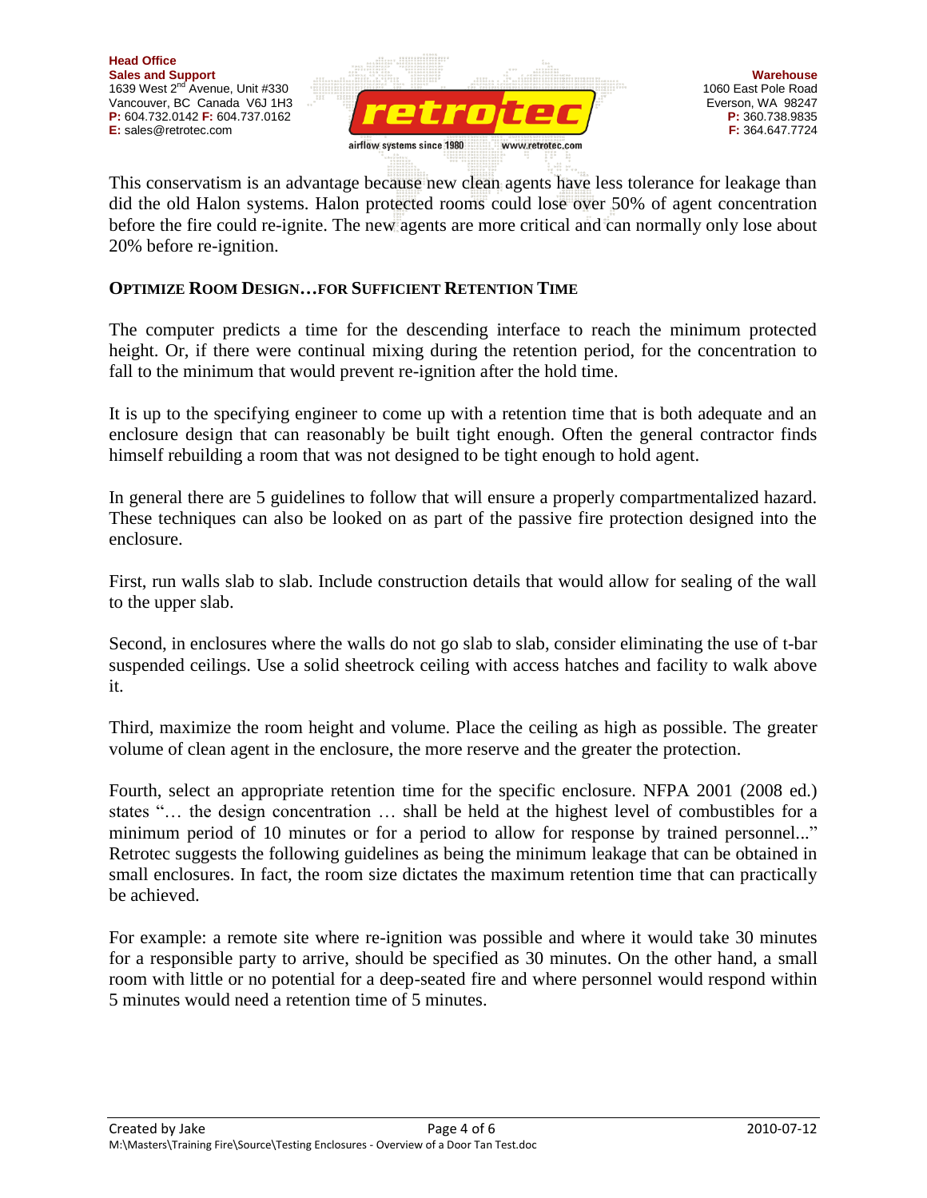This conservatism is an advantage because new clean agents have less tolerance for leakage than did the old Halon systems. Halon protected rooms could lose over 50% of agent concentration before the fire could re-ignite. The new agents are more critical and can normally only lose about 20% before re-ignition.

**OPTIMIZE ROOM DESIGN…FOR SUFFICIENT RETENTION TIME**

The computer predicts a time for the descending interface to reach the minimum protected height. Or, if there were continual mixing during the retention period, for the concentration to fall to the minimum that would prevent re-ignition after the hold time.

It is up to the specifying engineer to come up with a retention time that is both adequate and an enclosure design that can reasonably be built tight enough. Often the general contractor finds himself rebuilding a room that was not designed to be tight enough to hold agent.

In general there are 5 guidelines to follow that will ensure a properly compartmentalized hazard. These techniques can also be looked on as part of the passive fire protection designed into the enclosure.

First, run walls slab to slab. Include construction details that would allow for sealing of the wall to the upper slab.

Second, in enclosures where the walls do not go slab to slab, consider eliminating the use of t-bar suspended ceilings. Use a solid sheetrock ceiling with access hatches and facility to walk above it.

Third, maximize the room height and volume. Place the ceiling as high as possible. The greater volume of clean agent in the enclosure, the more reserve and the greater the protection.

Fourth, select an appropriate retention time for the specific enclosure. NFPA 2001 (2008 ed.) states "… the design concentration … shall be held at the highest level of combustibles for a minimum period of 10 minutes or for a period to allow for response by trained personnel..." Retrotec suggests the following guidelines as being the minimum leakage that can be obtained in small enclosures. In fact, the room size dictates the maximum retention time that can practically be achieved.

For example: a remote site where re-ignition was possible and where it would take 30 minutes for a responsible party to arrive, should be specified as 30 minutes. On the other hand, a small room with little or no potential for a deep-seated fire and where personnel would respond within 5 minutes would need a retention time of 5 minutes.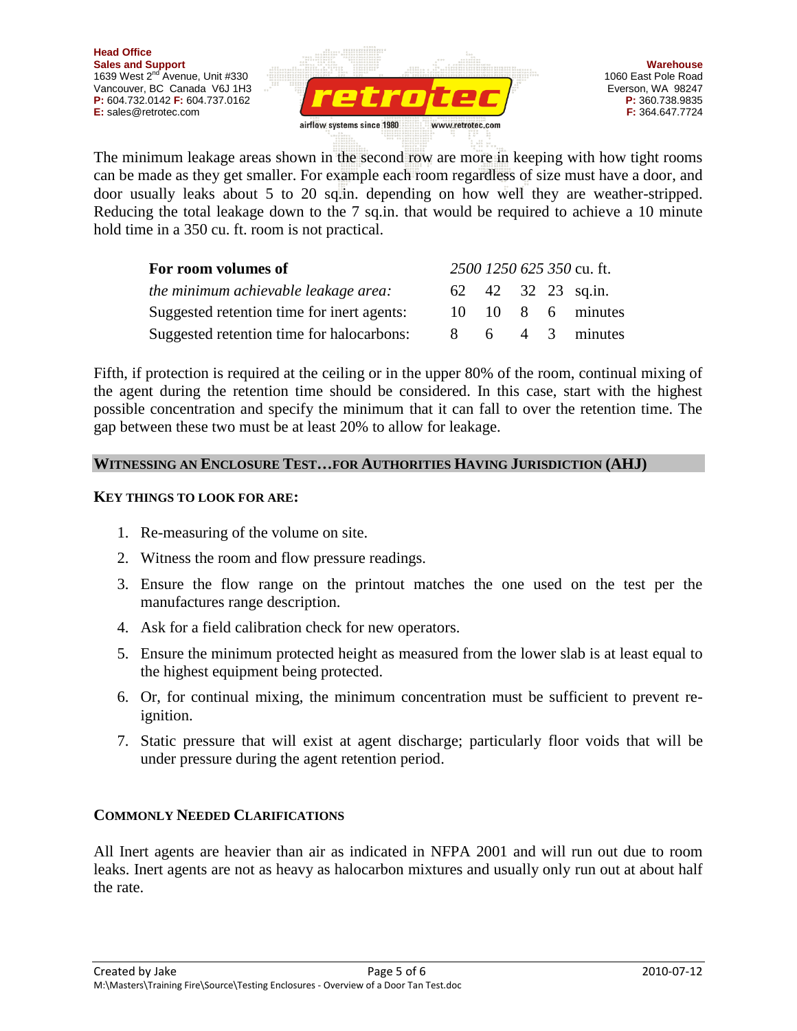The minimum leakage areas shown in the second row are more in keeping with how tight rooms can be made as they get smaller. For example each room regardless of size must have a door, and door usually leaks about 5 to 20 sq.in. depending on how well they are weather-stripped. Reducing the total leakage down to the 7 sq.in. that would be required to achieve a 10 minute hold time in a 350 cu. ft. room is not practical.

| **For room volumes of** | *2500* | *1250* | *625* | *350* | cu. ft. |
|---|---|---|---|---|---|
| *the minimum achievable leakage area:* | 62 | 42 | 32 | 23 | sq.in. |
| Suggested retention time for inert agents: | 10 | 10 | 8 | 6 | minutes |
| Suggested retention time for halocarbons: | 8 | 6 | 4 | 3 | minutes |

Fifth, if protection is required at the ceiling or in the upper 80% of the room, continual mixing of the agent during the retention time should be considered. In this case, start with the highest possible concentration and specify the minimum that it can fall to over the retention time. The gap between these two must be at least 20% to allow for leakage.

## WITNESSING AN ENCLOSURE TEST…FOR AUTHORITIES HAVING JURISDICTION (AHJ)

### KEY THINGS TO LOOK FOR ARE:

1. Re-measuring of the volume on site.
2. Witness the room and flow pressure readings.
3. Ensure the flow range on the printout matches the one used on the test per the manufactures range description.
4. Ask for a field calibration check for new operators.
5. Ensure the minimum protected height as measured from the lower slab is at least equal to the highest equipment being protected.
6. Or, for continual mixing, the minimum concentration must be sufficient to prevent re-ignition.
7. Static pressure that will exist at agent discharge; particularly floor voids that will be under pressure during the agent retention period.

### COMMONLY NEEDED CLARIFICATIONS

All Inert agents are heavier than air as indicated in NFPA 2001 and will run out due to room leaks. Inert agents are not as heavy as halocarbon mixtures and usually only run out at about half the rate.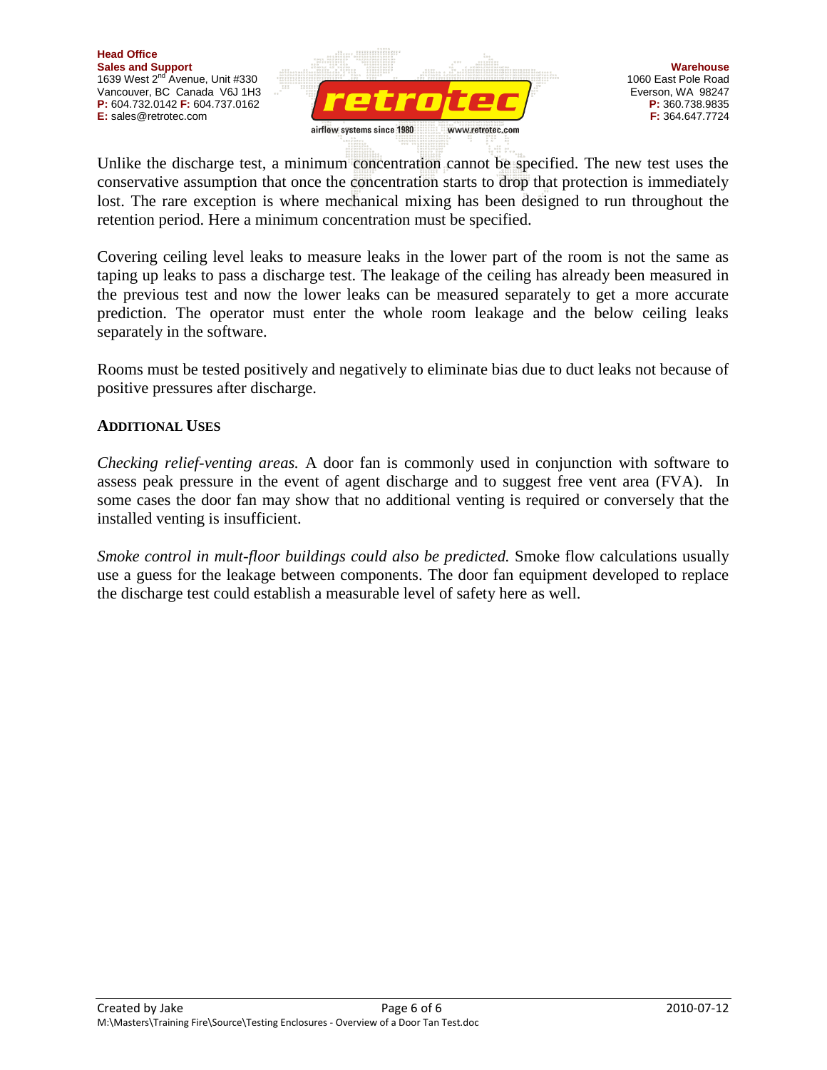Unlike the discharge test, a minimum concentration cannot be specified. The new test uses the conservative assumption that once the concentration starts to drop that protection is immediately lost. The rare exception is where mechanical mixing has been designed to run throughout the retention period. Here a minimum concentration must be specified.

Covering ceiling level leaks to measure leaks in the lower part of the room is not the same as taping up leaks to pass a discharge test. The leakage of the ceiling has already been measured in the previous test and now the lower leaks can be measured separately to get a more accurate prediction. The operator must enter the whole room leakage and the below ceiling leaks separately in the software.

Rooms must be tested positively and negatively to eliminate bias due to duct leaks not because of positive pressures after discharge.

### ADDITIONAL USES

*Checking relief-venting areas.* A door fan is commonly used in conjunction with software to assess peak pressure in the event of agent discharge and to suggest free vent area (FVA). In some cases the door fan may show that no additional venting is required or conversely that the installed venting is insufficient.

*Smoke control in mult-floor buildings could also be predicted.* Smoke flow calculations usually use a guess for the leakage between components. The door fan equipment developed to replace the discharge test could establish a measurable level of safety here as well.